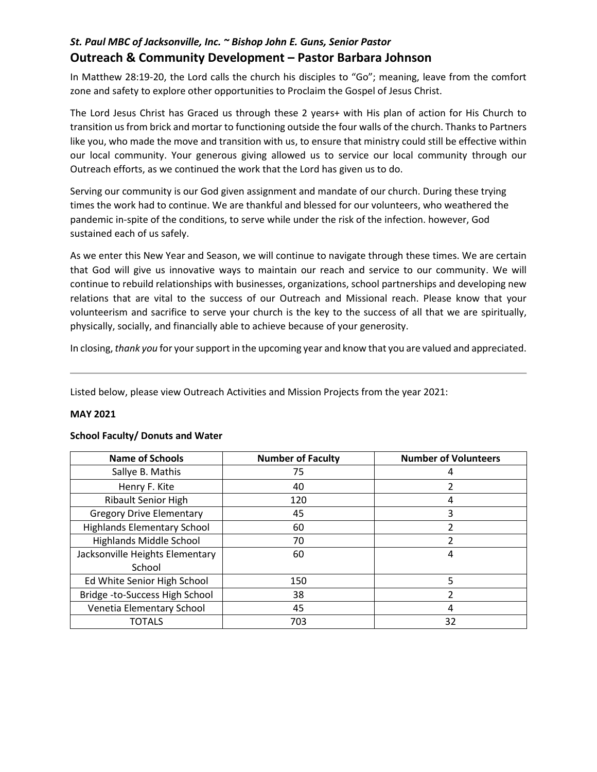*St. Paul MBC of Jacksonville, Inc. ~ Bishop John E. Guns, Senior Pastor*

## Outreach & Community Development – Pastor Barbara Johnson

In Matthew 28:19-20, the Lord calls the church his disciples to "Go"; meaning, leave from the comfort zone and safety to explore other opportunities to Proclaim the Gospel of Jesus Christ.

The Lord Jesus Christ has Graced us through these 2 years+ with His plan of action for His Church to transition us from brick and mortar to functioning outside the four walls of the church. Thanks to Partners like you, who made the move and transition with us, to ensure that ministry could still be effective within our local community. Your generous giving allowed us to service our local community through our Outreach efforts, as we continued the work that the Lord has given us to do.

Serving our community is our God given assignment and mandate of our church. During these trying times the work had to continue. We are thankful and blessed for our volunteers, who weathered the pandemic in-spite of the conditions, to serve while under the risk of the infection. however, God sustained each of us safely.

As we enter this New Year and Season, we will continue to navigate through these times. We are certain that God will give us innovative ways to maintain our reach and service to our community. We will continue to rebuild relationships with businesses, organizations, school partnerships and developing new relations that are vital to the success of our Outreach and Missional reach. Please know that your volunteerism and sacrifice to serve your church is the key to the success of all that we are spiritually, physically, socially, and financially able to achieve because of your generosity.

In closing, *thank you* for your support in the upcoming year and know that you are valued and appreciated.

---

Listed below, please view Outreach Activities and Mission Projects from the year 2021:

**MAY 2021**

**School Faculty/ Donuts and Water**

| Name of Schools | Number of Faculty | Number of Volunteers |
|---|---|---|
| Sallye B. Mathis | 75 | 4 |
| Henry F. Kite | 40 | 2 |
| Ribault Senior High | 120 | 4 |
| Gregory Drive Elementary | 45 | 3 |
| Highlands Elementary School | 60 | 2 |
| Highlands Middle School | 70 | 2 |
| Jacksonville Heights Elementary School | 60 | 4 |
| Ed White Senior High School | 150 | 5 |
| Bridge -to-Success High School | 38 | 2 |
| Venetia Elementary School | 45 | 4 |
| TOTALS | 703 | 32 |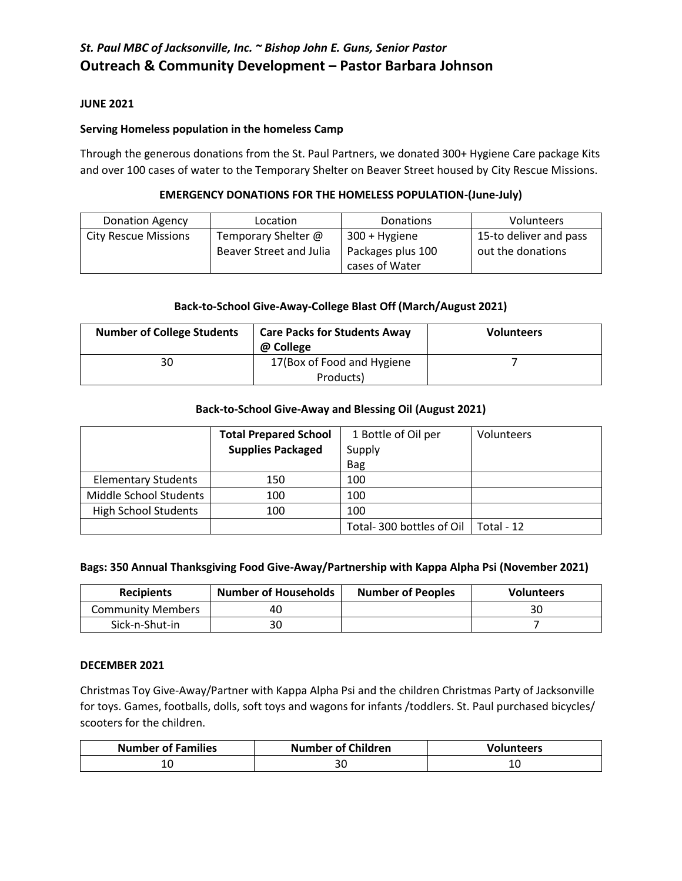*St. Paul MBC of Jacksonville, Inc. ~ Bishop John E. Guns, Senior Pastor*

# Outreach & Community Development – Pastor Barbara Johnson

**JUNE 2021**

**Serving Homeless population in the homeless Camp**

Through the generous donations from the St. Paul Partners, we donated 300+ Hygiene Care package Kits and over 100 cases of water to the Temporary Shelter on Beaver Street housed by City Rescue Missions.

**EMERGENCY DONATIONS FOR THE HOMELESS POPULATION-(June-July)**

| Donation Agency | Location | Donations | Volunteers |
|---|---|---|---|
| City Rescue Missions | Temporary Shelter @ Beaver Street and Julia | 300 + Hygiene Packages plus 100 cases of Water | 15-to deliver and pass out the donations |

**Back-to-School Give-Away-College Blast Off (March/August 2021)**

| Number of College Students | Care Packs for Students Away @ College | Volunteers |
|---|---|---|
| 30 | 17(Box of Food and Hygiene Products) | 7 |

**Back-to-School Give-Away and Blessing Oil (August 2021)**

| | Total Prepared School Supplies Packaged | 1 Bottle of Oil per Supply Bag | Volunteers |
|---|---|---|---|
| Elementary Students | 150 | 100 | |
| Middle School Students | 100 | 100 | |
| High School Students | 100 | 100 | |
| | | Total- 300 bottles of Oil | Total - 12 |

**Bags: 350 Annual Thanksgiving Food Give-Away/Partnership with Kappa Alpha Psi (November 2021)**

| Recipients | Number of Households | Number of Peoples | Volunteers |
|---|---|---|---|
| Community Members | 40 | | 30 |
| Sick-n-Shut-in | 30 | | 7 |

**DECEMBER 2021**

Christmas Toy Give-Away/Partner with Kappa Alpha Psi and the children Christmas Party of Jacksonville for toys. Games, footballs, dolls, soft toys and wagons for infants /toddlers. St. Paul purchased bicycles/ scooters for the children.

| Number of Families | Number of Children | Volunteers |
|---|---|---|
| 10 | 30 | 10 |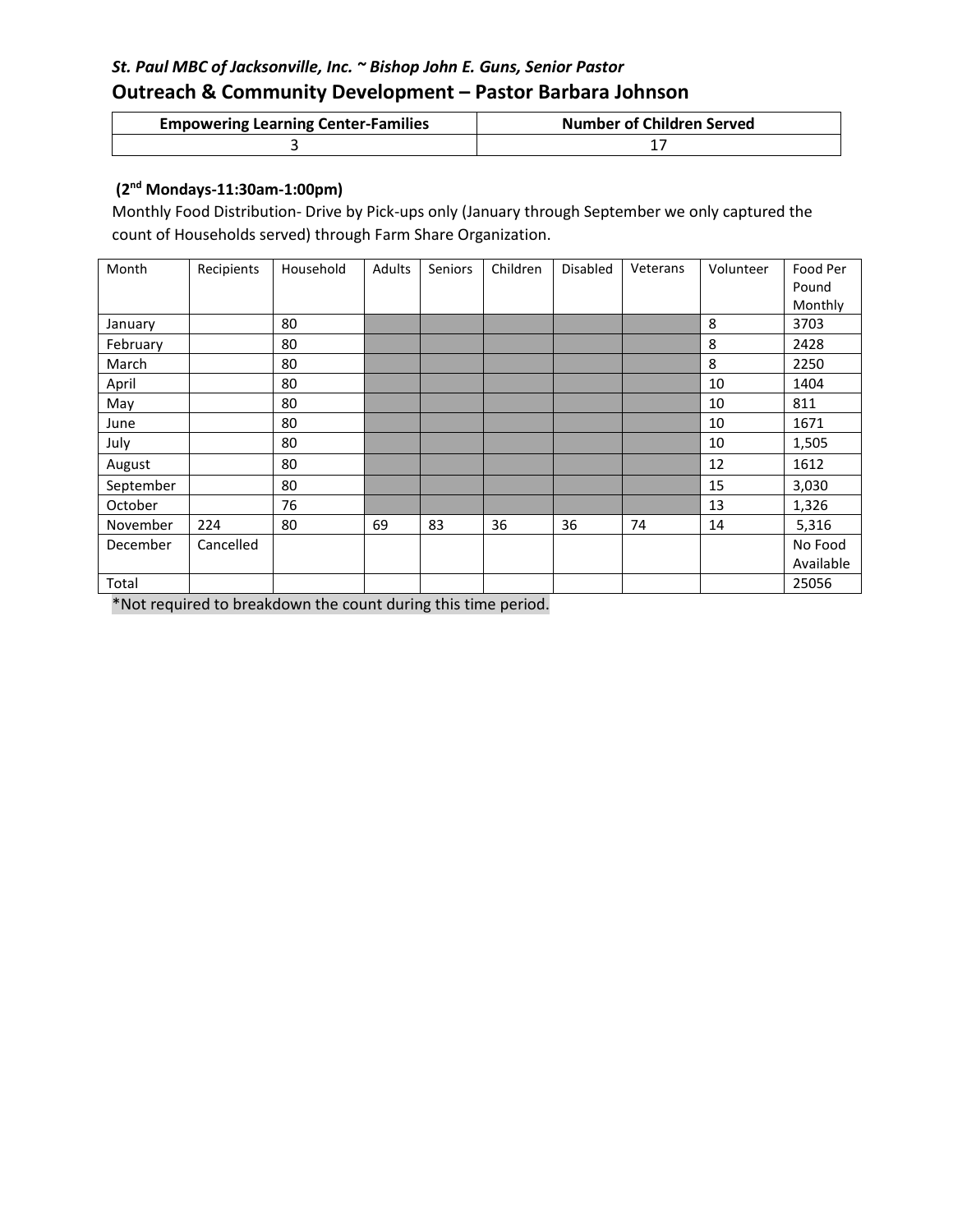*St. Paul MBC of Jacksonville, Inc. ~ Bishop John E. Guns, Senior Pastor*

## Outreach & Community Development – Pastor Barbara Johnson

| Empowering Learning Center-Families | Number of Children Served |
|---|---|
| 3 | 17 |

**($2^{nd}$ Mondays-11:30am-1:00pm)**

Monthly Food Distribution- Drive by Pick-ups only (January through September we only captured the count of Households served) through Farm Share Organization.

| Month | Recipients | Household | Adults | Seniors | Children | Disabled | Veterans | Volunteer | Food Per Pound Monthly |
|---|---|---|---|---|---|---|---|---|---|
| January | | 80 | | | | | | 8 | 3703 |
| February | | 80 | | | | | | 8 | 2428 |
| March | | 80 | | | | | | 8 | 2250 |
| April | | 80 | | | | | | 10 | 1404 |
| May | | 80 | | | | | | 10 | 811 |
| June | | 80 | | | | | | 10 | 1671 |
| July | | 80 | | | | | | 10 | 1,505 |
| August | | 80 | | | | | | 12 | 1612 |
| September | | 80 | | | | | | 15 | 3,030 |
| October | | 76 | | | | | | 13 | 1,326 |
| November | 224 | 80 | 69 | 83 | 36 | 36 | 74 | 14 | 5,316 |
| December | Cancelled | | | | | | | | No Food Available |
| Total | | | | | | | | | 25056 |

*Not required to breakdown the count during this time period.